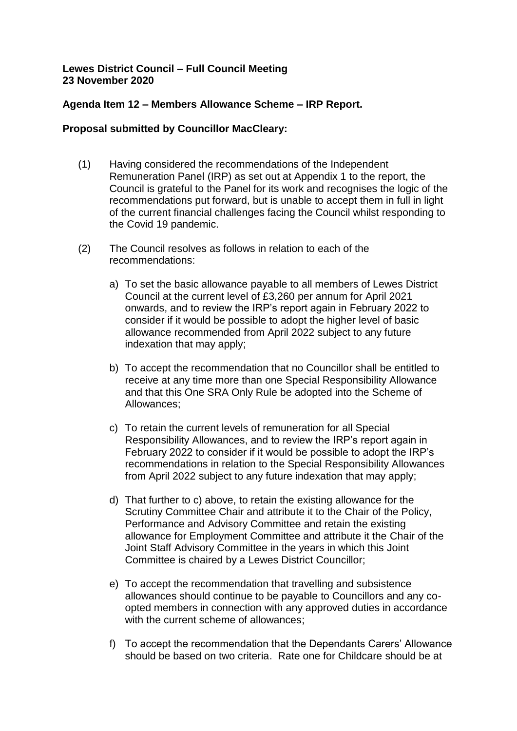**Lewes District Council – Full Council Meeting**
**23 November 2020**

**Agenda Item 12 – Members Allowance Scheme – IRP Report.**

**Proposal submitted by Councillor MacCleary:**

(1) Having considered the recommendations of the Independent Remuneration Panel (IRP) as set out at Appendix 1 to the report, the Council is grateful to the Panel for its work and recognises the logic of the recommendations put forward, but is unable to accept them in full in light of the current financial challenges facing the Council whilst responding to the Covid 19 pandemic.

(2) The Council resolves as follows in relation to each of the recommendations:

a) To set the basic allowance payable to all members of Lewes District Council at the current level of £3,260 per annum for April 2021 onwards, and to review the IRP's report again in February 2022 to consider if it would be possible to adopt the higher level of basic allowance recommended from April 2022 subject to any future indexation that may apply;

b) To accept the recommendation that no Councillor shall be entitled to receive at any time more than one Special Responsibility Allowance and that this One SRA Only Rule be adopted into the Scheme of Allowances;

c) To retain the current levels of remuneration for all Special Responsibility Allowances, and to review the IRP's report again in February 2022 to consider if it would be possible to adopt the IRP's recommendations in relation to the Special Responsibility Allowances from April 2022 subject to any future indexation that may apply;

d) That further to c) above, to retain the existing allowance for the Scrutiny Committee Chair and attribute it to the Chair of the Policy, Performance and Advisory Committee and retain the existing allowance for Employment Committee and attribute it the Chair of the Joint Staff Advisory Committee in the years in which this Joint Committee is chaired by a Lewes District Councillor;

e) To accept the recommendation that travelling and subsistence allowances should continue to be payable to Councillors and any co-opted members in connection with any approved duties in accordance with the current scheme of allowances;

f) To accept the recommendation that the Dependants Carers' Allowance should be based on two criteria. Rate one for Childcare should be at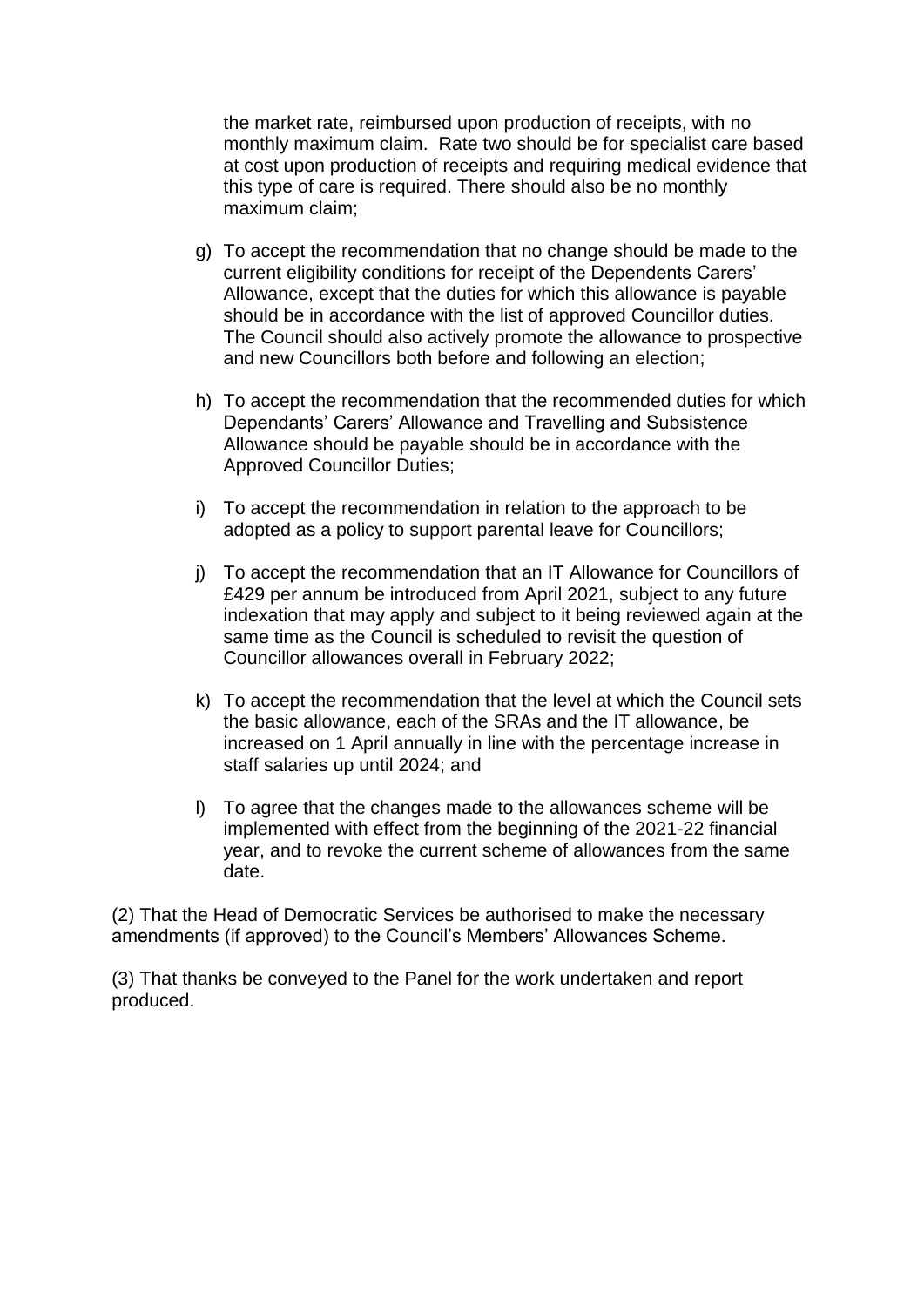the market rate, reimbursed upon production of receipts, with no monthly maximum claim. Rate two should be for specialist care based at cost upon production of receipts and requiring medical evidence that this type of care is required. There should also be no monthly maximum claim;

g) To accept the recommendation that no change should be made to the current eligibility conditions for receipt of the Dependents Carers' Allowance, except that the duties for which this allowance is payable should be in accordance with the list of approved Councillor duties. The Council should also actively promote the allowance to prospective and new Councillors both before and following an election;

h) To accept the recommendation that the recommended duties for which Dependants' Carers' Allowance and Travelling and Subsistence Allowance should be payable should be in accordance with the Approved Councillor Duties;

i) To accept the recommendation in relation to the approach to be adopted as a policy to support parental leave for Councillors;

j) To accept the recommendation that an IT Allowance for Councillors of £429 per annum be introduced from April 2021, subject to any future indexation that may apply and subject to it being reviewed again at the same time as the Council is scheduled to revisit the question of Councillor allowances overall in February 2022;

k) To accept the recommendation that the level at which the Council sets the basic allowance, each of the SRAs and the IT allowance, be increased on 1 April annually in line with the percentage increase in staff salaries up until 2024; and

l) To agree that the changes made to the allowances scheme will be implemented with effect from the beginning of the 2021-22 financial year, and to revoke the current scheme of allowances from the same date.

(2) That the Head of Democratic Services be authorised to make the necessary amendments (if approved) to the Council's Members' Allowances Scheme.

(3) That thanks be conveyed to the Panel for the work undertaken and report produced.